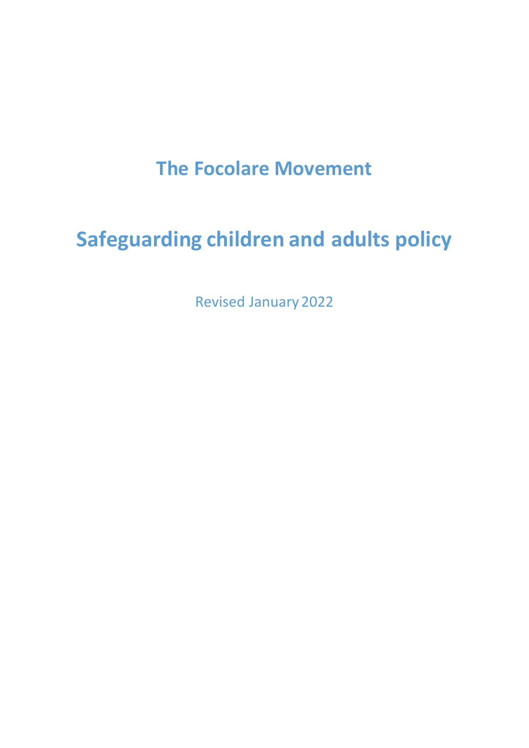# The Focolare Movement

# Safeguarding children and adults policy

Revised January 2022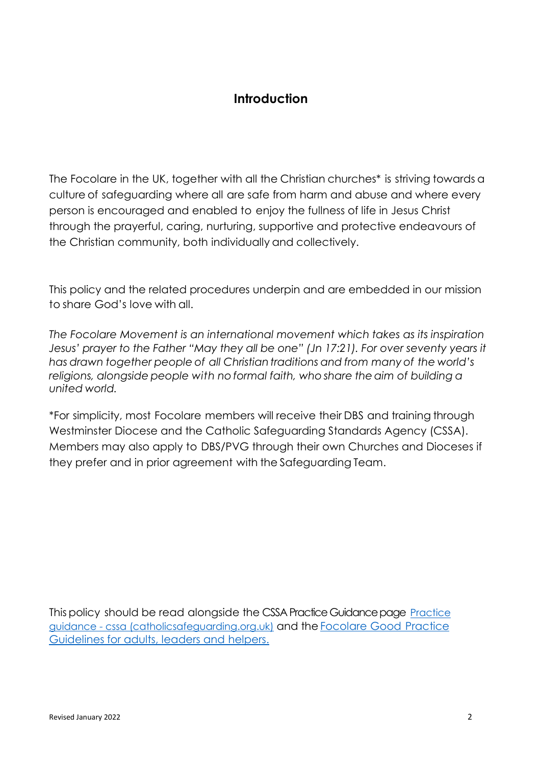## Introduction

The Focolare in the UK, together with all the Christian churches* is striving towards a culture of safeguarding where all are safe from harm and abuse and where every person is encouraged and enabled to enjoy the fullness of life in Jesus Christ through the prayerful, caring, nurturing, supportive and protective endeavours of the Christian community, both individually and collectively.

This policy and the related procedures underpin and are embedded in our mission to share God's love with all.

*The Focolare Movement is an international movement which takes as its inspiration Jesus' prayer to the Father "May they all be one" (Jn 17:21). For over seventy years it has drawn together people of all Christian traditions and from many of the world's religions, alongside people with no formal faith, who share the aim of building a united world.*

*For simplicity, most Focolare members will receive their DBS and training through Westminster Diocese and the Catholic Safeguarding Standards Agency (CSSA). Members may also apply to DBS/PVG through their own Churches and Dioceses if they prefer and in prior agreement with the Safeguarding Team.

This policy should be read alongside the CSSA Practice Guidance page [Practice guidance - cssa (catholicsafeguarding.org.uk)] and the [Focolare Good Practice Guidelines for adults, leaders and helpers.]

Revised January 2022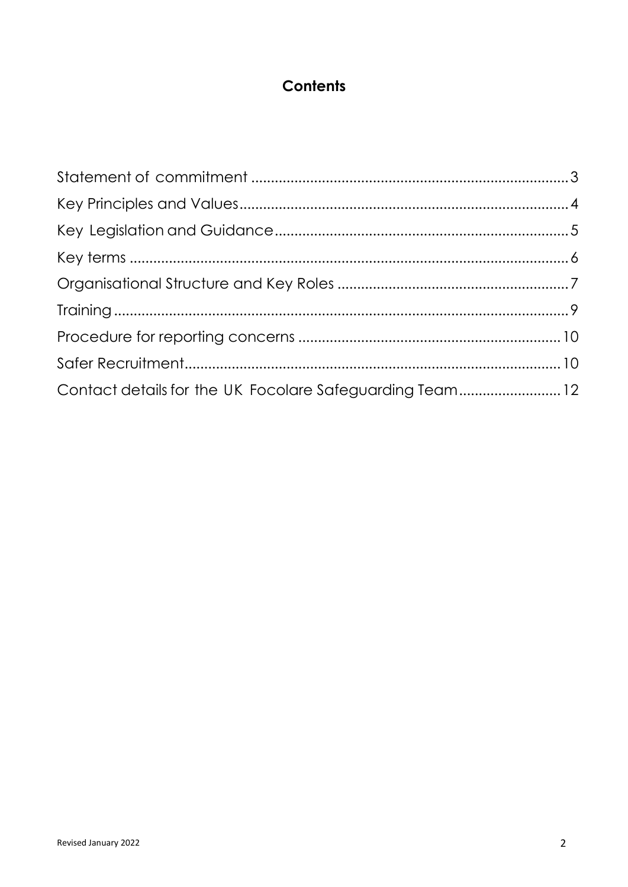# Contents

Statement of commitment ........................................................................................ 3
Key Principles and Values........................................................................................ 4
Key Legislation and Guidance.................................................................................. 5
Key terms .................................................................................................................. 6
Organisational Structure and Key Roles .................................................................. 7
Training ..................................................................................................................... 9
Procedure for reporting concerns .......................................................................... 10
Safer Recruitment.................................................................................................... 10
Contact details for the UK Focolare Safeguarding Team......................................... 12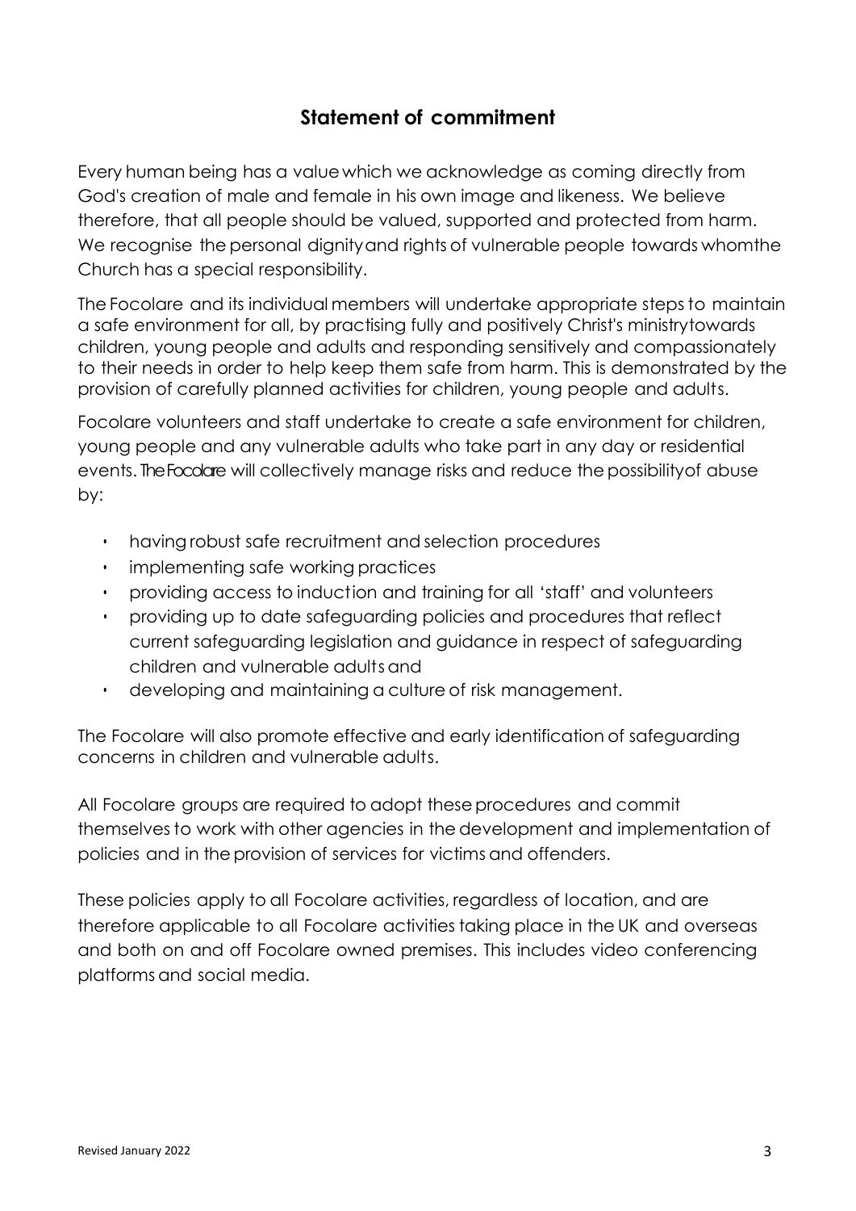## Statement of commitment

Every human being has a value which we acknowledge as coming directly from God's creation of male and female in his own image and likeness. We believe therefore, that all people should be valued, supported and protected from harm. We recognise the personal dignity and rights of vulnerable people towards whom the Church has a special responsibility.

The Focolare and its individual members will undertake appropriate steps to maintain a safe environment for all, by practising fully and positively Christ's ministry towards children, young people and adults and responding sensitively and compassionately to their needs in order to help keep them safe from harm. This is demonstrated by the provision of carefully planned activities for children, young people and adults.

Focolare volunteers and staff undertake to create a safe environment for children, young people and any vulnerable adults who take part in any day or residential events. The Focolare will collectively manage risks and reduce the possibility of abuse by:

- having robust safe recruitment and selection procedures
- implementing safe working practices
- providing access to induction and training for all 'staff' and volunteers
- providing up to date safeguarding policies and procedures that reflect current safeguarding legislation and guidance in respect of safeguarding children and vulnerable adults and
- developing and maintaining a culture of risk management.

The Focolare will also promote effective and early identification of safeguarding concerns in children and vulnerable adults.

All Focolare groups are required to adopt these procedures and commit themselves to work with other agencies in the development and implementation of policies and in the provision of services for victims and offenders.

These policies apply to all Focolare activities, regardless of location, and are therefore applicable to all Focolare activities taking place in the UK and overseas and both on and off Focolare owned premises. This includes video conferencing platforms and social media.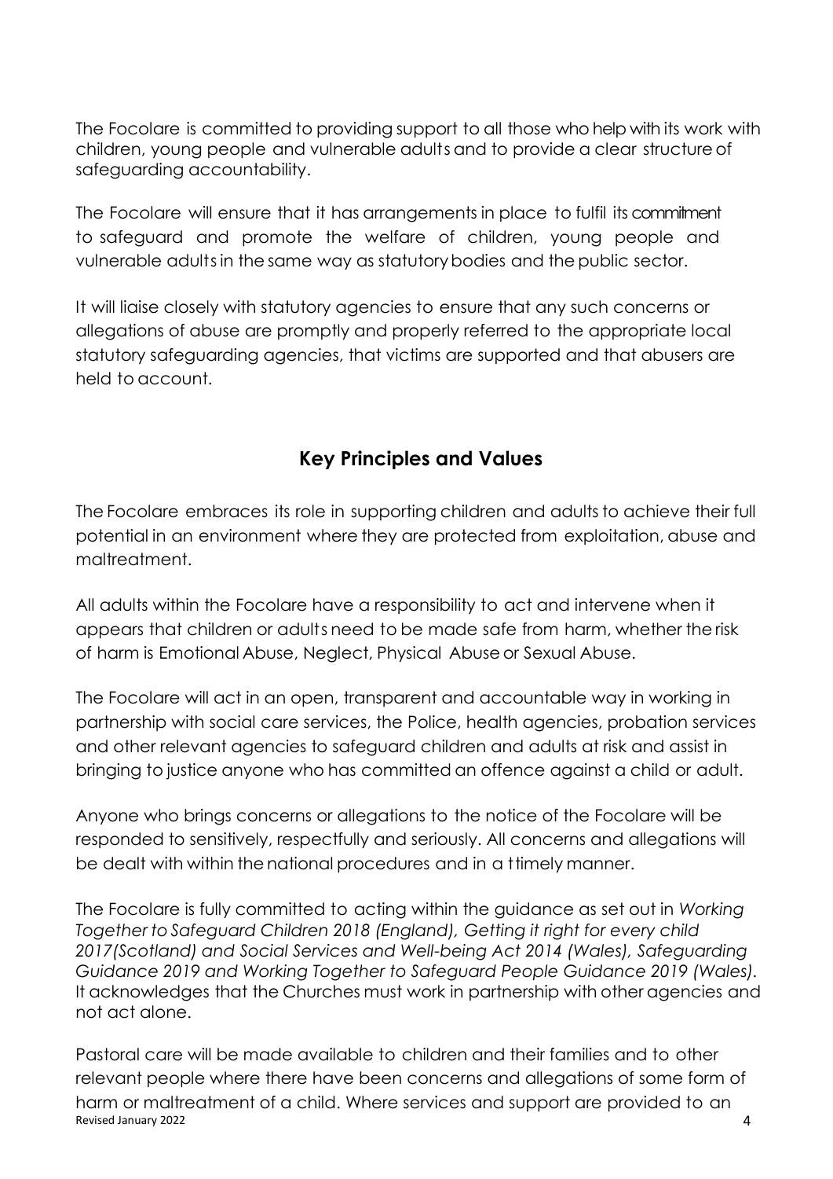The Focolare is committed to providing support to all those who help with its work with children, young people and vulnerable adults and to provide a clear structure of safeguarding accountability.

The Focolare will ensure that it has arrangements in place to fulfil its commitment to safeguard and promote the welfare of children, young people and vulnerable adults in the same way as statutory bodies and the public sector.

It will liaise closely with statutory agencies to ensure that any such concerns or allegations of abuse are promptly and properly referred to the appropriate local statutory safeguarding agencies, that victims are supported and that abusers are held to account.

## Key Principles and Values

The Focolare embraces its role in supporting children and adults to achieve their full potential in an environment where they are protected from exploitation, abuse and maltreatment.

All adults within the Focolare have a responsibility to act and intervene when it appears that children or adults need to be made safe from harm, whether the risk of harm is Emotional Abuse, Neglect, Physical Abuse or Sexual Abuse.

The Focolare will act in an open, transparent and accountable way in working in partnership with social care services, the Police, health agencies, probation services and other relevant agencies to safeguard children and adults at risk and assist in bringing to justice anyone who has committed an offence against a child or adult.

Anyone who brings concerns or allegations to the notice of the Focolare will be responded to sensitively, respectfully and seriously. All concerns and allegations will be dealt with within the national procedures and in a ttimely manner.

The Focolare is fully committed to acting within the guidance as set out in *Working Together to Safeguard Children 2018 (England), Getting it right for every child 2017(Scotland) and Social Services and Well-being Act 2014 (Wales), Safeguarding Guidance 2019 and Working Together to Safeguard People Guidance 2019 (Wales).* It acknowledges that the Churches must work in partnership with other agencies and not act alone.

Pastoral care will be made available to children and their families and to other relevant people where there have been concerns and allegations of some form of harm or maltreatment of a child. Where services and support are provided to an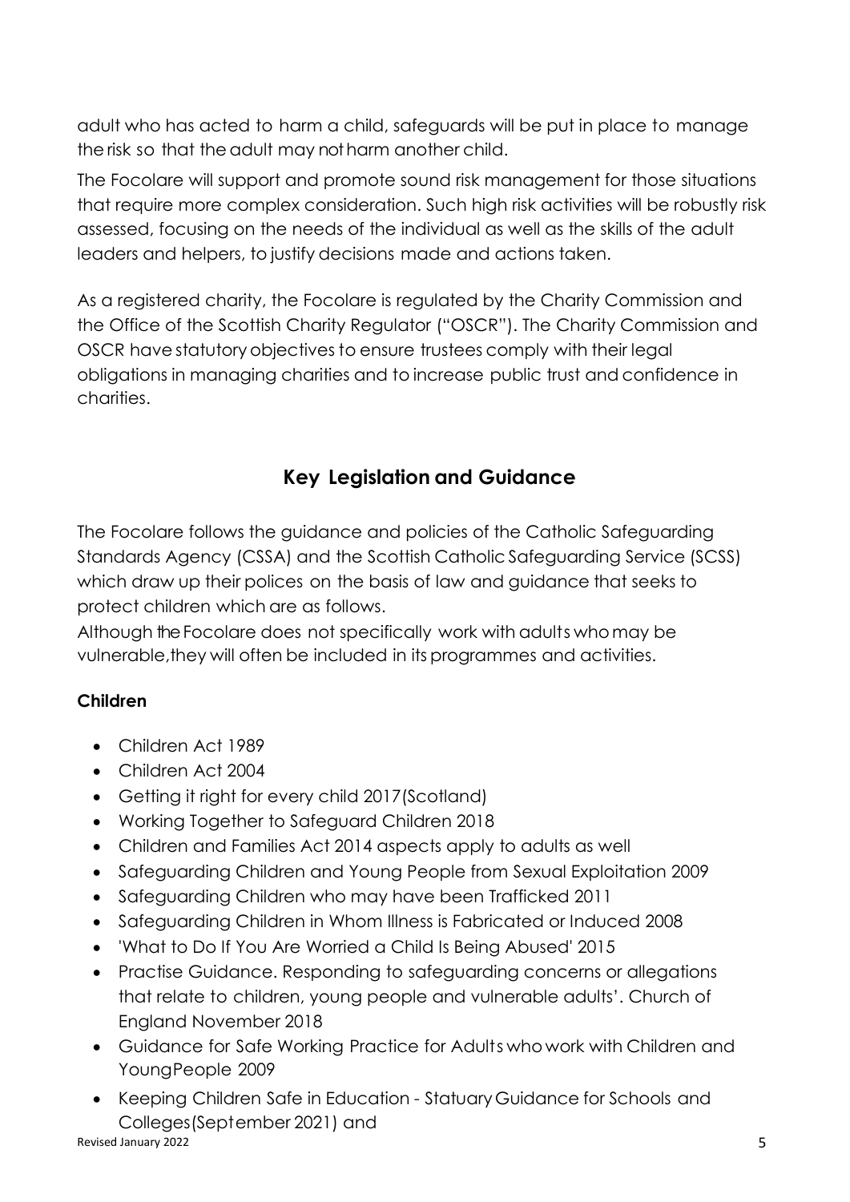adult who has acted to harm a child, safeguards will be put in place to manage the risk so that the adult may not harm another child.

The Focolare will support and promote sound risk management for those situations that require more complex consideration. Such high risk activities will be robustly risk assessed, focusing on the needs of the individual as well as the skills of the adult leaders and helpers, to justify decisions made and actions taken.

As a registered charity, the Focolare is regulated by the Charity Commission and the Office of the Scottish Charity Regulator ("OSCR"). The Charity Commission and OSCR have statutory objectives to ensure trustees comply with their legal obligations in managing charities and to increase public trust and confidence in charities.

## Key Legislation and Guidance

The Focolare follows the guidance and policies of the Catholic Safeguarding Standards Agency (CSSA) and the Scottish Catholic Safeguarding Service (SCSS) which draw up their polices on the basis of law and guidance that seeks to protect children which are as follows.

Although the Focolare does not specifically work with adults who may be vulnerable,they will often be included in its programmes and activities.

**Children**

- Children Act 1989
- Children Act 2004
- Getting it right for every child 2017(Scotland)
- Working Together to Safeguard Children 2018
- Children and Families Act 2014 aspects apply to adults as well
- Safeguarding Children and Young People from Sexual Exploitation 2009
- Safeguarding Children who may have been Trafficked 2011
- Safeguarding Children in Whom Illness is Fabricated or Induced 2008
- 'What to Do If You Are Worried a Child Is Being Abused' 2015
- Practise Guidance. Responding to safeguarding concerns or allegations that relate to children, young people and vulnerable adults'. Church of England November 2018
- Guidance for Safe Working Practice for Adults who work with Children and YoungPeople 2009
- Keeping Children Safe in Education - Statuary Guidance for Schools and Colleges(September 2021) and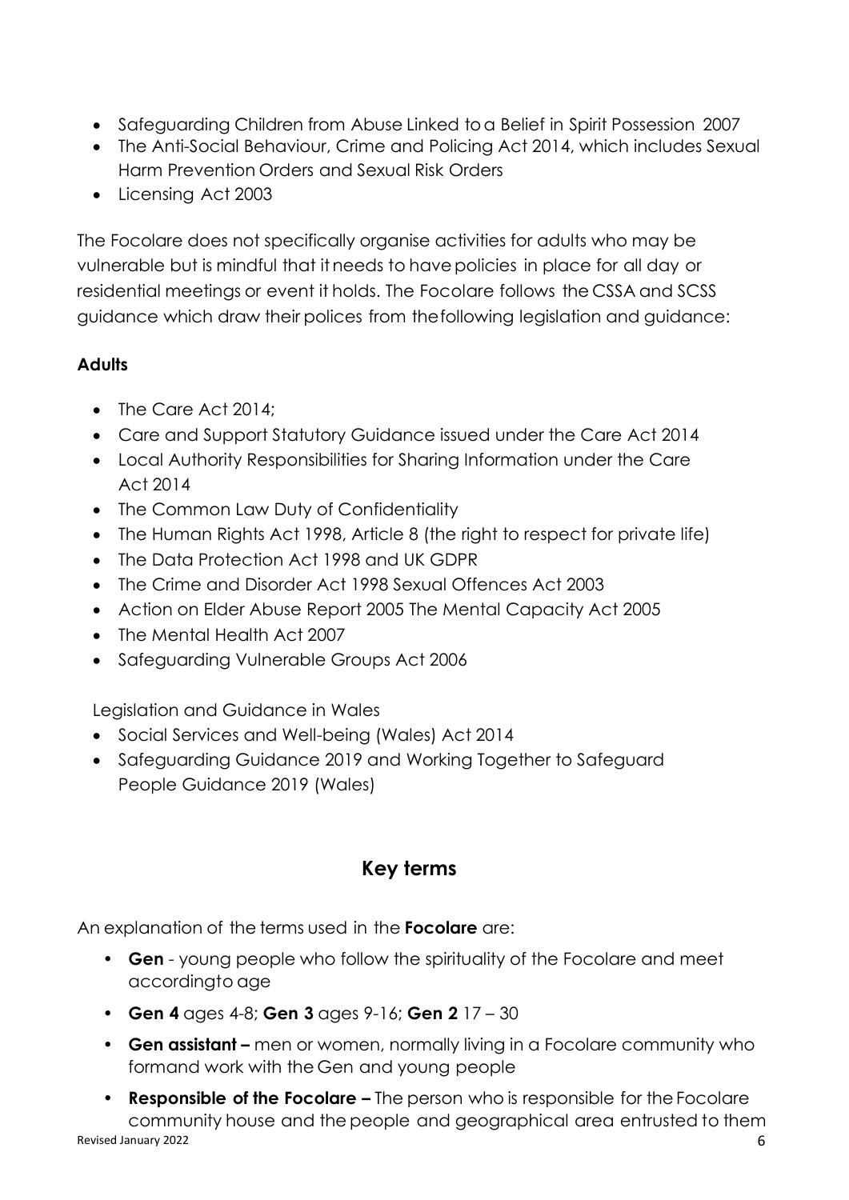- Safeguarding Children from Abuse Linked to a Belief in Spirit Possession 2007
- The Anti-Social Behaviour, Crime and Policing Act 2014, which includes Sexual Harm Prevention Orders and Sexual Risk Orders
- Licensing Act 2003

The Focolare does not specifically organise activities for adults who may be vulnerable but is mindful that it needs to have policies in place for all day or residential meetings or event it holds. The Focolare follows the CSSA and SCSS guidance which draw their polices from the following legislation and guidance:

**Adults**

- The Care Act 2014;
- Care and Support Statutory Guidance issued under the Care Act 2014
- Local Authority Responsibilities for Sharing Information under the Care Act 2014
- The Common Law Duty of Confidentiality
- The Human Rights Act 1998, Article 8 (the right to respect for private life)
- The Data Protection Act 1998 and UK GDPR
- The Crime and Disorder Act 1998 Sexual Offences Act 2003
- Action on Elder Abuse Report 2005 The Mental Capacity Act 2005
- The Mental Health Act 2007
- Safeguarding Vulnerable Groups Act 2006

Legislation and Guidance in Wales

- Social Services and Well-being (Wales) Act 2014
- Safeguarding Guidance 2019 and Working Together to Safeguard People Guidance 2019 (Wales)

## Key terms

An explanation of the terms used in the **Focolare** are:

- **Gen** - young people who follow the spirituality of the Focolare and meet according to age
- **Gen 4** ages 4-8; **Gen 3** ages 9-16; **Gen 2** 17 – 30
- **Gen assistant –** men or women, normally living in a Focolare community who form and work with the Gen and young people
- **Responsible of the Focolare –** The person who is responsible for the Focolare community house and the people and geographical area entrusted to them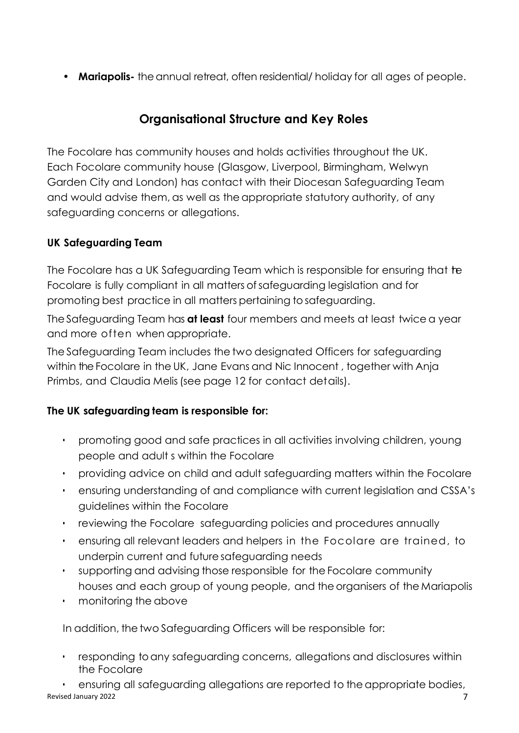- **Mariapolis-** the annual retreat, often residential/ holiday for all ages of people.

## Organisational Structure and Key Roles

The Focolare has community houses and holds activities throughout the UK. Each Focolare community house (Glasgow, Liverpool, Birmingham, Welwyn Garden City and London) has contact with their Diocesan Safeguarding Team and would advise them, as well as the appropriate statutory authority, of any safeguarding concerns or allegations.

### UK Safeguarding Team

The Focolare has a UK Safeguarding Team which is responsible for ensuring that the Focolare is fully compliant in all matters of safeguarding legislation and for promoting best practice in all matters pertaining to safeguarding.

The Safeguarding Team has **at least** four members and meets at least twice a year and more often when appropriate.

The Safeguarding Team includes the two designated Officers for safeguarding within the Focolare in the UK, Jane Evans and Nic Innocent , together with Anja Primbs, and Claudia Melis (see page 12 for contact details).

### The UK safeguarding team is responsible for:

- promoting good and safe practices in all activities involving children, young people and adult s within the Focolare
- providing advice on child and adult safeguarding matters within the Focolare
- ensuring understanding of and compliance with current legislation and CSSA's guidelines within the Focolare
- reviewing the Focolare safeguarding policies and procedures annually
- ensuring all relevant leaders and helpers in the Focolare are trained, to underpin current and future safeguarding needs
- supporting and advising those responsible for the Focolare community houses and each group of young people, and the organisers of the Mariapolis
- monitoring the above

In addition, the two Safeguarding Officers will be responsible for:

- responding to any safeguarding concerns, allegations and disclosures within the Focolare
- ensuring all safeguarding allegations are reported to the appropriate bodies,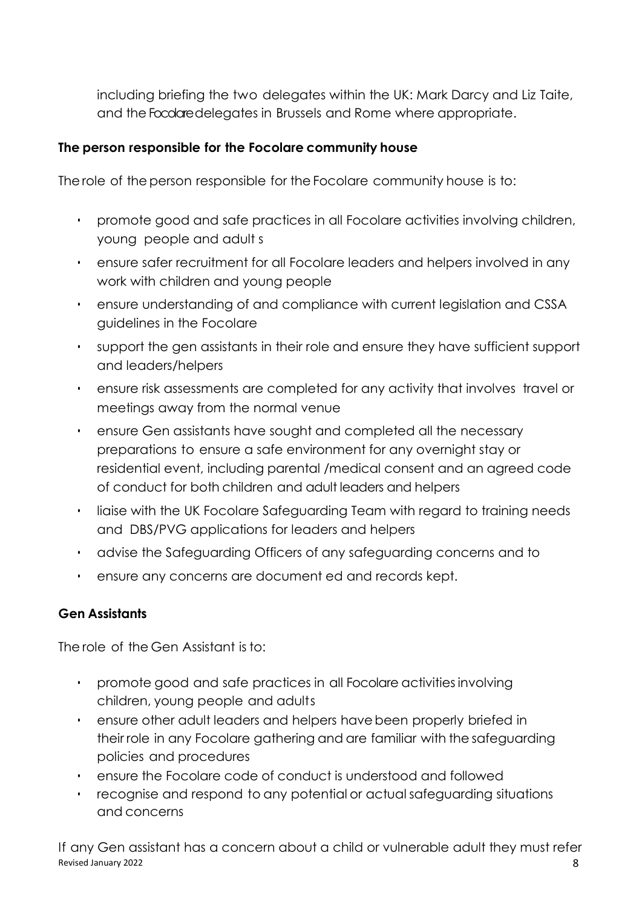including briefing the two delegates within the UK: Mark Darcy and Liz Taite, and the Focolare delegates in Brussels and Rome where appropriate.

**The person responsible for the Focolare community house**

The role of the person responsible for the Focolare community house is to:

- promote good and safe practices in all Focolare activities involving children, young people and adult s
- ensure safer recruitment for all Focolare leaders and helpers involved in any work with children and young people
- ensure understanding of and compliance with current legislation and CSSA guidelines in the Focolare
- support the gen assistants in their role and ensure they have sufficient support and leaders/helpers
- ensure risk assessments are completed for any activity that involves travel or meetings away from the normal venue
- ensure Gen assistants have sought and completed all the necessary preparations to ensure a safe environment for any overnight stay or residential event, including parental /medical consent and an agreed code of conduct for both children and adult leaders and helpers
- liaise with the UK Focolare Safeguarding Team with regard to training needs and DBS/PVG applications for leaders and helpers
- advise the Safeguarding Officers of any safeguarding concerns and to
- ensure any concerns are document ed and records kept.

**Gen Assistants**

The role of the Gen Assistant is to:

- promote good and safe practices in all Focolare activities involving children, young people and adults
- ensure other adult leaders and helpers have been properly briefed in their role in any Focolare gathering and are familiar with the safeguarding policies and procedures
- ensure the Focolare code of conduct is understood and followed
- recognise and respond to any potential or actual safeguarding situations and concerns

If any Gen assistant has a concern about a child or vulnerable adult they must refer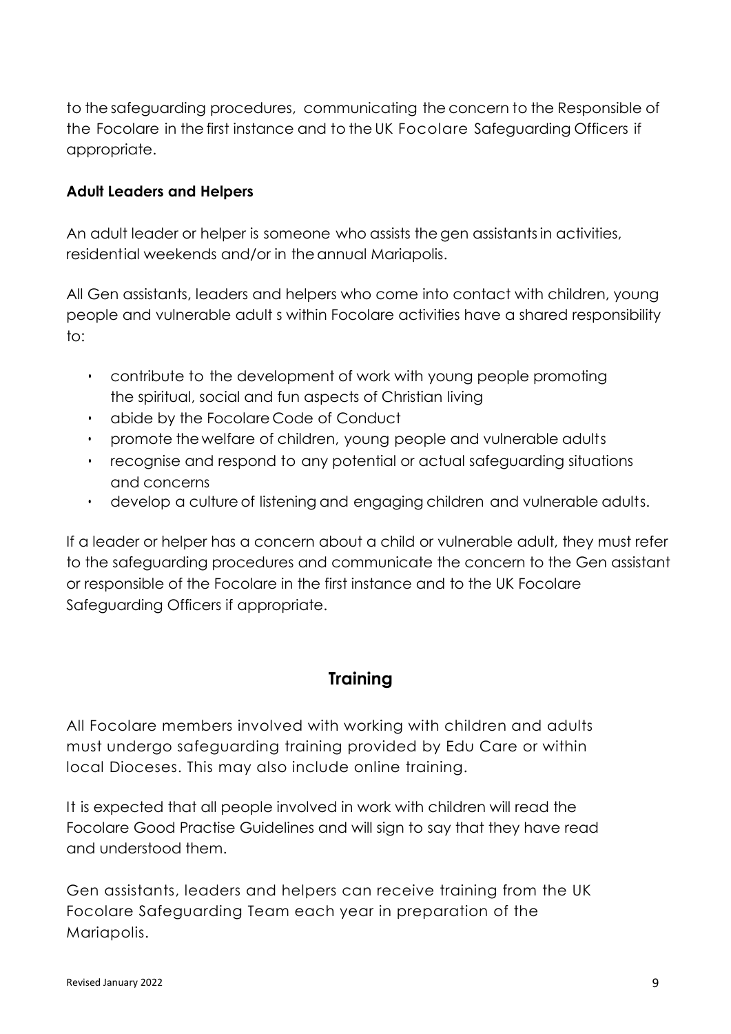to the safeguarding procedures, communicating the concern to the Responsible of the Focolare in the first instance and to the UK Focolare Safeguarding Officers if appropriate.

**Adult Leaders and Helpers**

An adult leader or helper is someone who assists the gen assistants in activities, residential weekends and/or in the annual Mariapolis.

All Gen assistants, leaders and helpers who come into contact with children, young people and vulnerable adult s within Focolare activities have a shared responsibility to:

- contribute to the development of work with young people promoting the spiritual, social and fun aspects of Christian living
- abide by the Focolare Code of Conduct
- promote the welfare of children, young people and vulnerable adults
- recognise and respond to any potential or actual safeguarding situations and concerns
- develop a culture of listening and engaging children and vulnerable adults.

If a leader or helper has a concern about a child or vulnerable adult, they must refer to the safeguarding procedures and communicate the concern to the Gen assistant or responsible of the Focolare in the first instance and to the UK Focolare Safeguarding Officers if appropriate.

## Training

All Focolare members involved with working with children and adults must undergo safeguarding training provided by Edu Care or within local Dioceses. This may also include online training.

It is expected that all people involved in work with children will read the Focolare Good Practise Guidelines and will sign to say that they have read and understood them.

Gen assistants, leaders and helpers can receive training from the UK Focolare Safeguarding Team each year in preparation of the Mariapolis.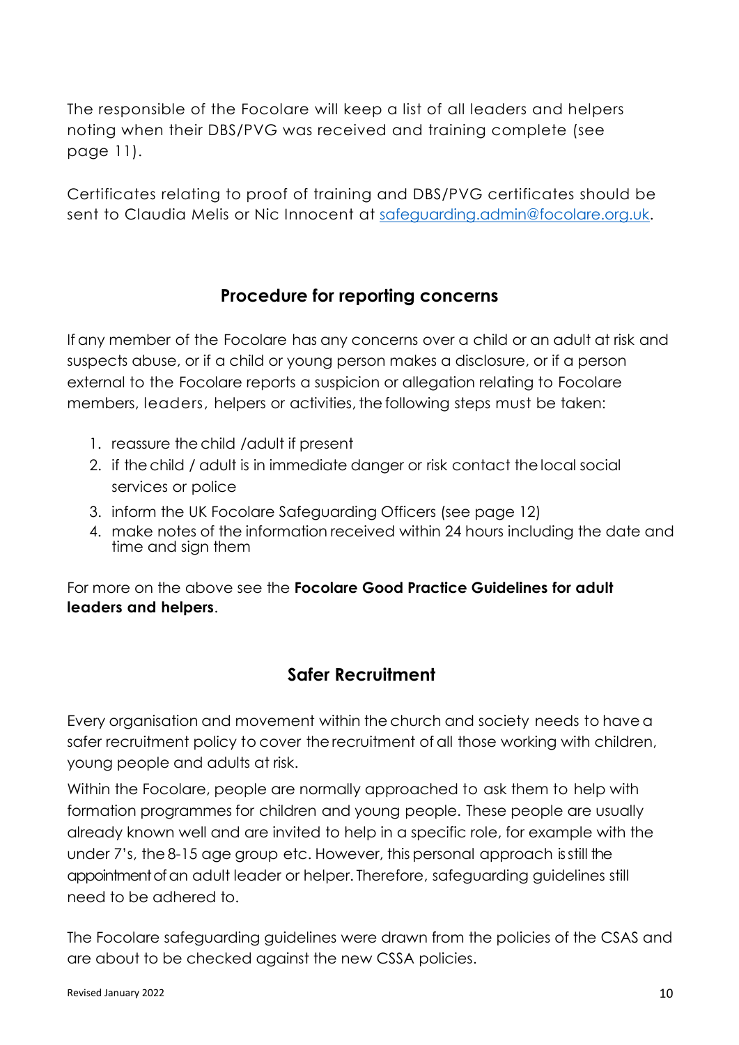The responsible of the Focolare will keep a list of all leaders and helpers noting when their DBS/PVG was received and training complete (see page 11).

Certificates relating to proof of training and DBS/PVG certificates should be sent to Claudia Melis or Nic Innocent at [safeguarding.admin@focolare.org.uk](mailto:safeguarding.admin@focolare.org.uk).

## Procedure for reporting concerns

If any member of the Focolare has any concerns over a child or an adult at risk and suspects abuse, or if a child or young person makes a disclosure, or if a person external to the Focolare reports a suspicion or allegation relating to Focolare members, leaders, helpers or activities, the following steps must be taken:

1. reassure the child /adult if present
2. if the child / adult is in immediate danger or risk contact the local social services or police
3. inform the UK Focolare Safeguarding Officers (see page 12)
4. make notes of the information received within 24 hours including the date and time and sign them

For more on the above see the **Focolare Good Practice Guidelines for adult leaders and helpers**.

## Safer Recruitment

Every organisation and movement within the church and society needs to have a safer recruitment policy to cover the recruitment of all those working with children, young people and adults at risk.

Within the Focolare, people are normally approached to ask them to help with formation programmes for children and young people. These people are usually already known well and are invited to help in a specific role, for example with the under 7's, the 8-15 age group etc. However, this personal approach is still the appointment of an adult leader or helper. Therefore, safeguarding guidelines still need to be adhered to.

The Focolare safeguarding guidelines were drawn from the policies of the CSAS and are about to be checked against the new CSSA policies.

Revised January 2022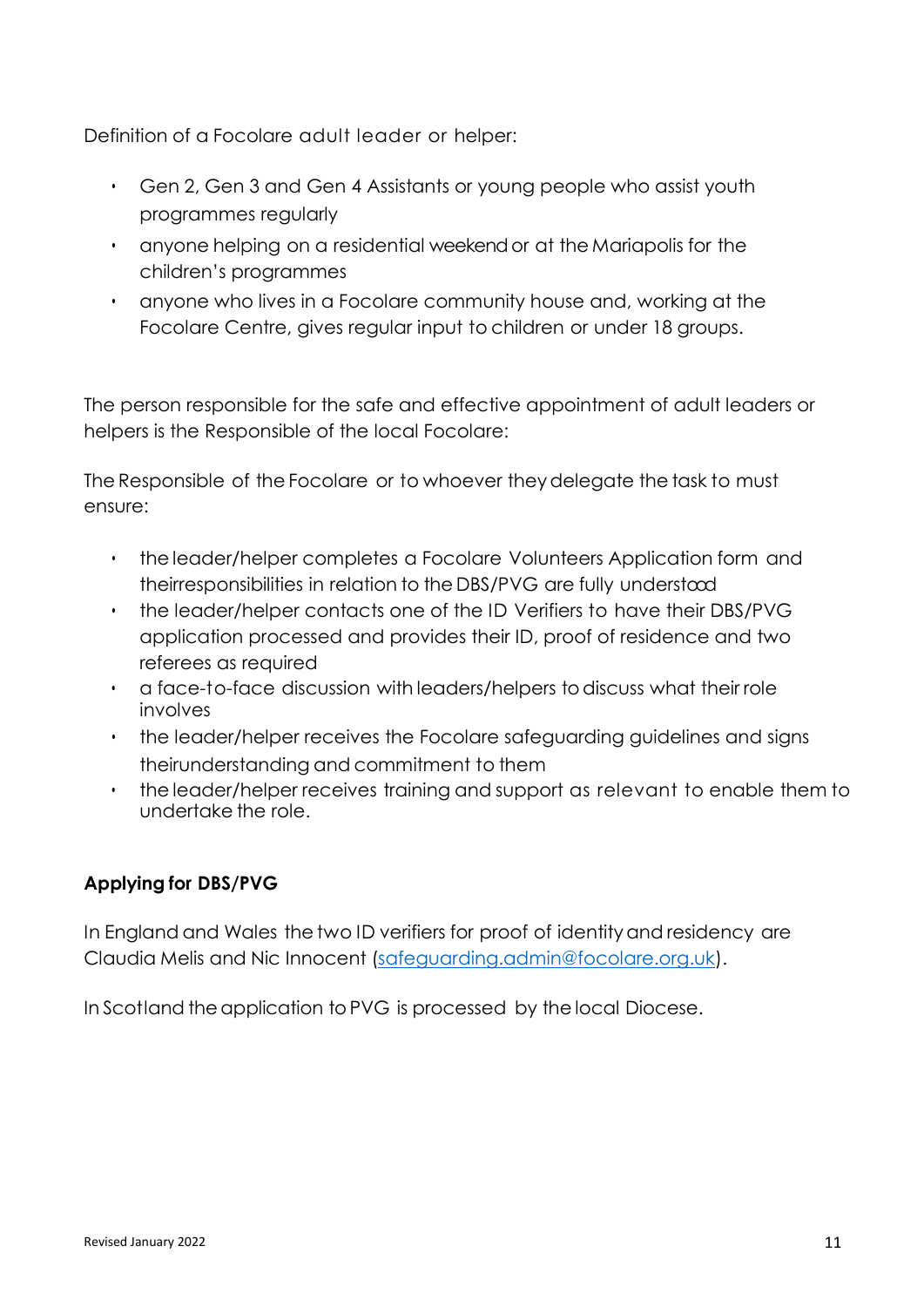Definition of a Focolare adult leader or helper:

- Gen 2, Gen 3 and Gen 4 Assistants or young people who assist youth programmes regularly
- anyone helping on a residential weekend or at the Mariapolis for the children's programmes
- anyone who lives in a Focolare community house and, working at the Focolare Centre, gives regular input to children or under 18 groups.

The person responsible for the safe and effective appointment of adult leaders or helpers is the Responsible of the local Focolare:

The Responsible of the Focolare or to whoever they delegate the task to must ensure:

- the leader/helper completes a Focolare Volunteers Application form and their responsibilities in relation to the DBS/PVG are fully understood
- the leader/helper contacts one of the ID Verifiers to have their DBS/PVG application processed and provides their ID, proof of residence and two referees as required
- a face-to-face discussion with leaders/helpers to discuss what their role involves
- the leader/helper receives the Focolare safeguarding guidelines and signs their understanding and commitment to them
- the leader/helper receives training and support as relevant to enable them to undertake the role.

**Applying for DBS/PVG**

In England and Wales the two ID verifiers for proof of identity and residency are Claudia Melis and Nic Innocent (safeguarding.admin@focolare.org.uk).

In Scotland the application to PVG is processed by the local Diocese.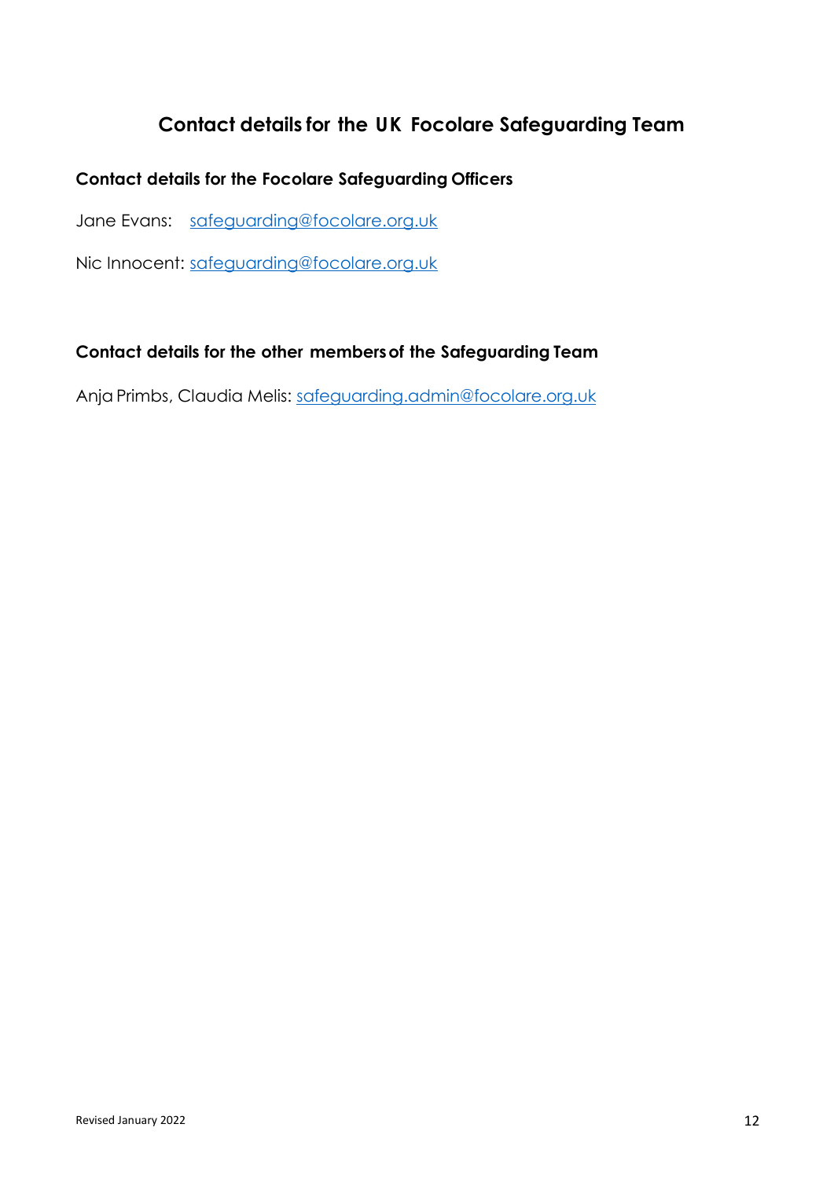## Contact details for the UK Focolare Safeguarding Team

### Contact details for the Focolare Safeguarding Officers

Jane Evans: safeguarding@focolare.org.uk

Nic Innocent: safeguarding@focolare.org.uk

### Contact details for the other members of the Safeguarding Team

Anja Primbs, Claudia Melis: safeguarding.admin@focolare.org.uk

Revised January 2022